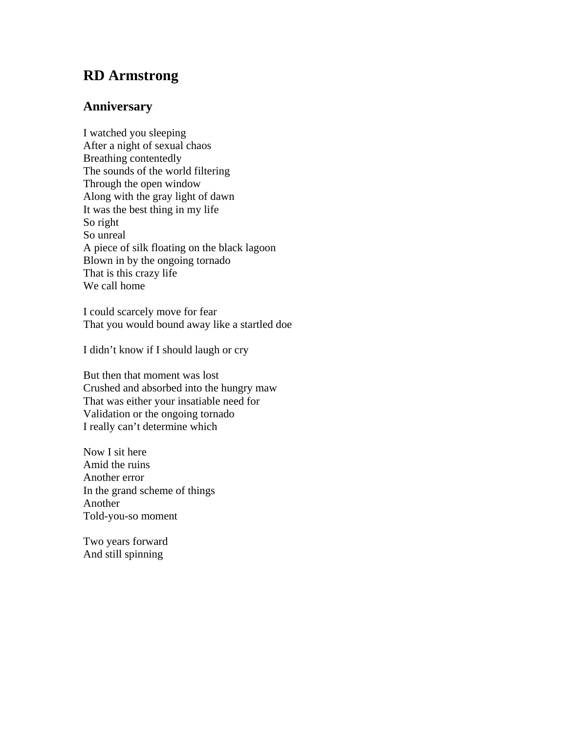# RD Armstrong

## Anniversary

I watched you sleeping
After a night of sexual chaos
Breathing contentedly
The sounds of the world filtering
Through the open window
Along with the gray light of dawn
It was the best thing in my life
So right
So unreal
A piece of silk floating on the black lagoon
Blown in by the ongoing tornado
That is this crazy life
We call home

I could scarcely move for fear
That you would bound away like a startled doe

I didn't know if I should laugh or cry

But then that moment was lost
Crushed and absorbed into the hungry maw
That was either your insatiable need for
Validation or the ongoing tornado
I really can't determine which

Now I sit here
Amid the ruins
Another error
In the grand scheme of things
Another
Told-you-so moment

Two years forward
And still spinning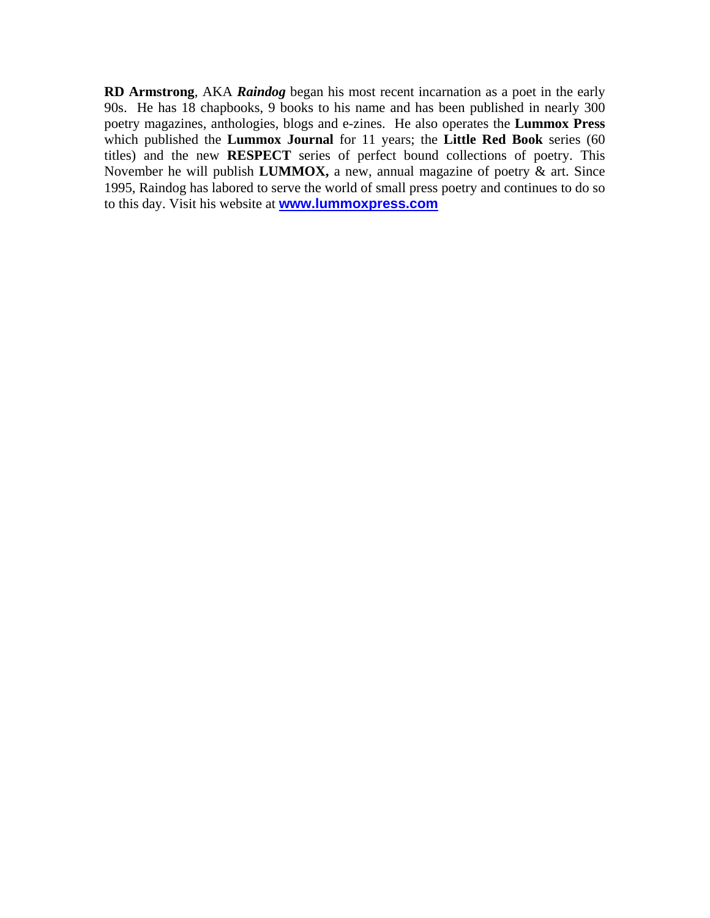**RD Armstrong**, AKA ***Raindog*** began his most recent incarnation as a poet in the early 90s. He has 18 chapbooks, 9 books to his name and has been published in nearly 300 poetry magazines, anthologies, blogs and e-zines. He also operates the **Lummox Press** which published the **Lummox Journal** for 11 years; the **Little Red Book** series (60 titles) and the new **RESPECT** series of perfect bound collections of poetry. This November he will publish **LUMMOX,** a new, annual magazine of poetry & art. Since 1995, Raindog has labored to serve the world of small press poetry and continues to do so to this day. Visit his website at **www.lummoxpress.com**